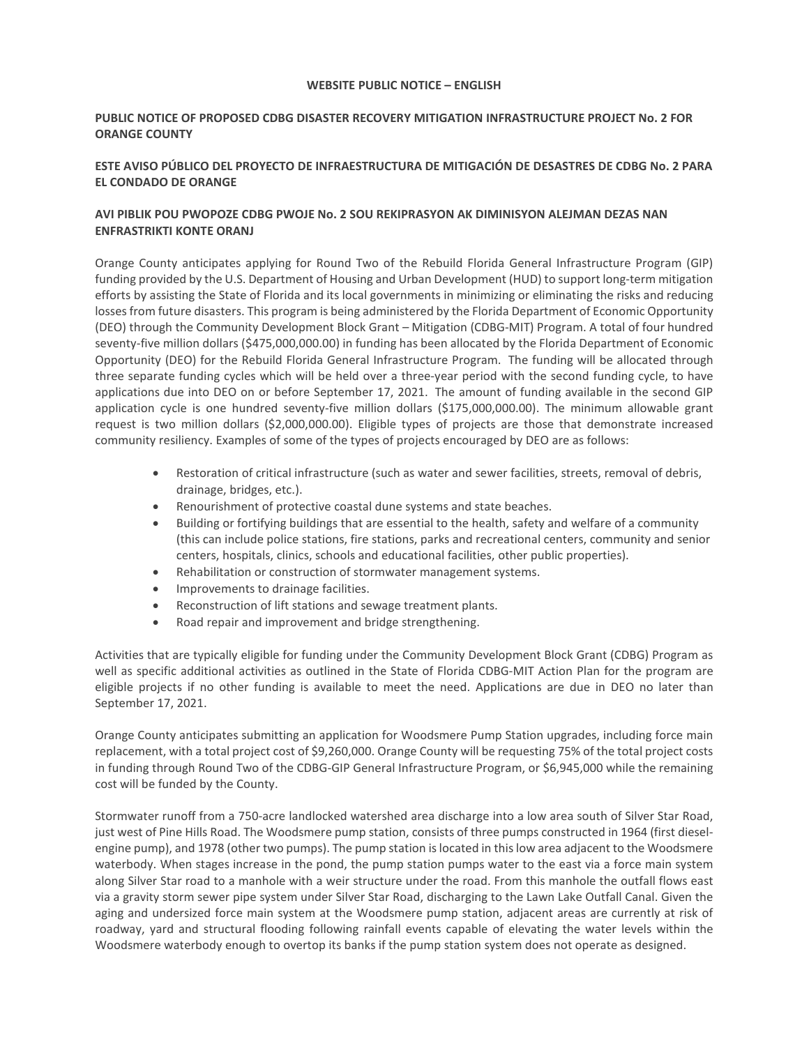**WEBSITE PUBLIC NOTICE – ENGLISH**

**PUBLIC NOTICE OF PROPOSED CDBG DISASTER RECOVERY MITIGATION INFRASTRUCTURE PROJECT No. 2 FOR ORANGE COUNTY**

**ESTE AVISO PÚBLICO DEL PROYECTO DE INFRAESTRUCTURA DE MITIGACIÓN DE DESASTRES DE CDBG No. 2 PARA EL CONDADO DE ORANGE**

**AVI PIBLIK POU PWOPOZE CDBG PWOJE No. 2 SOU REKIPRASYON AK DIMINISYON ALEJMAN DEZAS NAN ENFRASTRIKTI KONTE ORANJ**

Orange County anticipates applying for Round Two of the Rebuild Florida General Infrastructure Program (GIP) funding provided by the U.S. Department of Housing and Urban Development (HUD) to support long-term mitigation efforts by assisting the State of Florida and its local governments in minimizing or eliminating the risks and reducing losses from future disasters. This program is being administered by the Florida Department of Economic Opportunity (DEO) through the Community Development Block Grant – Mitigation (CDBG-MIT) Program. A total of four hundred seventy-five million dollars ($475,000,000.00) in funding has been allocated by the Florida Department of Economic Opportunity (DEO) for the Rebuild Florida General Infrastructure Program. The funding will be allocated through three separate funding cycles which will be held over a three-year period with the second funding cycle, to have applications due into DEO on or before September 17, 2021. The amount of funding available in the second GIP application cycle is one hundred seventy-five million dollars ($175,000,000.00). The minimum allowable grant request is two million dollars ($2,000,000.00). Eligible types of projects are those that demonstrate increased community resiliency. Examples of some of the types of projects encouraged by DEO are as follows:

- Restoration of critical infrastructure (such as water and sewer facilities, streets, removal of debris, drainage, bridges, etc.).
- Renourishment of protective coastal dune systems and state beaches.
- Building or fortifying buildings that are essential to the health, safety and welfare of a community (this can include police stations, fire stations, parks and recreational centers, community and senior centers, hospitals, clinics, schools and educational facilities, other public properties).
- Rehabilitation or construction of stormwater management systems.
- Improvements to drainage facilities.
- Reconstruction of lift stations and sewage treatment plants.
- Road repair and improvement and bridge strengthening.

Activities that are typically eligible for funding under the Community Development Block Grant (CDBG) Program as well as specific additional activities as outlined in the State of Florida CDBG-MIT Action Plan for the program are eligible projects if no other funding is available to meet the need. Applications are due in DEO no later than September 17, 2021.

Orange County anticipates submitting an application for Woodsmere Pump Station upgrades, including force main replacement, with a total project cost of $9,260,000. Orange County will be requesting 75% of the total project costs in funding through Round Two of the CDBG-GIP General Infrastructure Program, or $6,945,000 while the remaining cost will be funded by the County.

Stormwater runoff from a 750-acre landlocked watershed area discharge into a low area south of Silver Star Road, just west of Pine Hills Road. The Woodsmere pump station, consists of three pumps constructed in 1964 (first diesel-engine pump), and 1978 (other two pumps). The pump station is located in this low area adjacent to the Woodsmere waterbody. When stages increase in the pond, the pump station pumps water to the east via a force main system along Silver Star road to a manhole with a weir structure under the road. From this manhole the outfall flows east via a gravity storm sewer pipe system under Silver Star Road, discharging to the Lawn Lake Outfall Canal. Given the aging and undersized force main system at the Woodsmere pump station, adjacent areas are currently at risk of roadway, yard and structural flooding following rainfall events capable of elevating the water levels within the Woodsmere waterbody enough to overtop its banks if the pump station system does not operate as designed.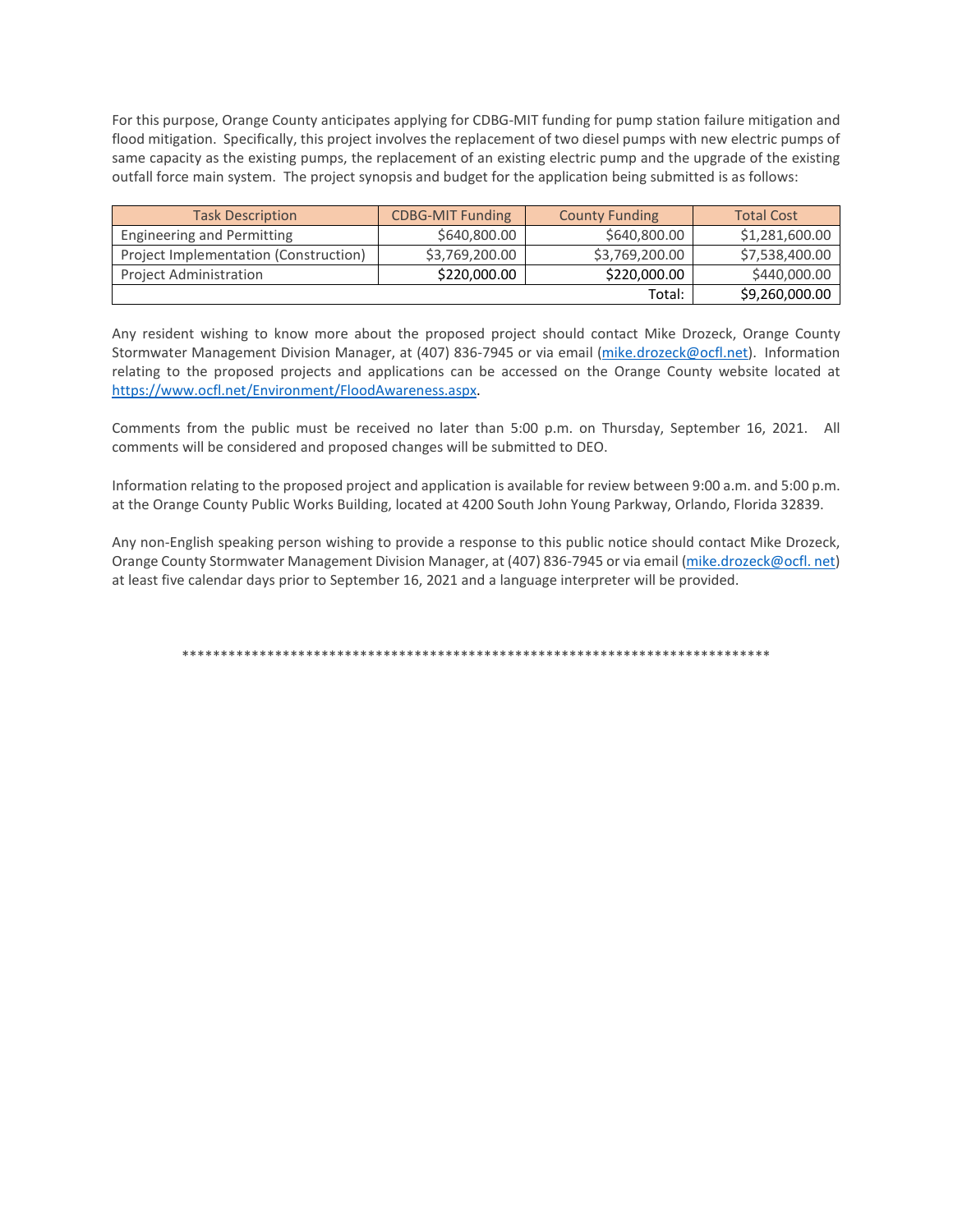For this purpose, Orange County anticipates applying for CDBG-MIT funding for pump station failure mitigation and flood mitigation. Specifically, this project involves the replacement of two diesel pumps with new electric pumps of same capacity as the existing pumps, the replacement of an existing electric pump and the upgrade of the existing outfall force main system. The project synopsis and budget for the application being submitted is as follows:

| Task Description | CDBG-MIT Funding | County Funding | Total Cost |
|---|---|---|---|
| Engineering and Permitting | $640,800.00 | $640,800.00 | $1,281,600.00 |
| Project Implementation (Construction) | $3,769,200.00 | $3,769,200.00 | $7,538,400.00 |
| Project Administration | $220,000.00 | $220,000.00 | $440,000.00 |
| | | Total: | $9,260,000.00 |

Any resident wishing to know more about the proposed project should contact Mike Drozeck, Orange County Stormwater Management Division Manager, at (407) 836-7945 or via email (mike.drozeck@ocfl.net). Information relating to the proposed projects and applications can be accessed on the Orange County website located at https://www.ocfl.net/Environment/FloodAwareness.aspx.

Comments from the public must be received no later than 5:00 p.m. on Thursday, September 16, 2021. All comments will be considered and proposed changes will be submitted to DEO.

Information relating to the proposed project and application is available for review between 9:00 a.m. and 5:00 p.m. at the Orange County Public Works Building, located at 4200 South John Young Parkway, Orlando, Florida 32839.

Any non-English speaking person wishing to provide a response to this public notice should contact Mike Drozeck, Orange County Stormwater Management Division Manager, at (407) 836-7945 or via email (mike.drozeck@ocfl. net) at least five calendar days prior to September 16, 2021 and a language interpreter will be provided.

********************************************************************************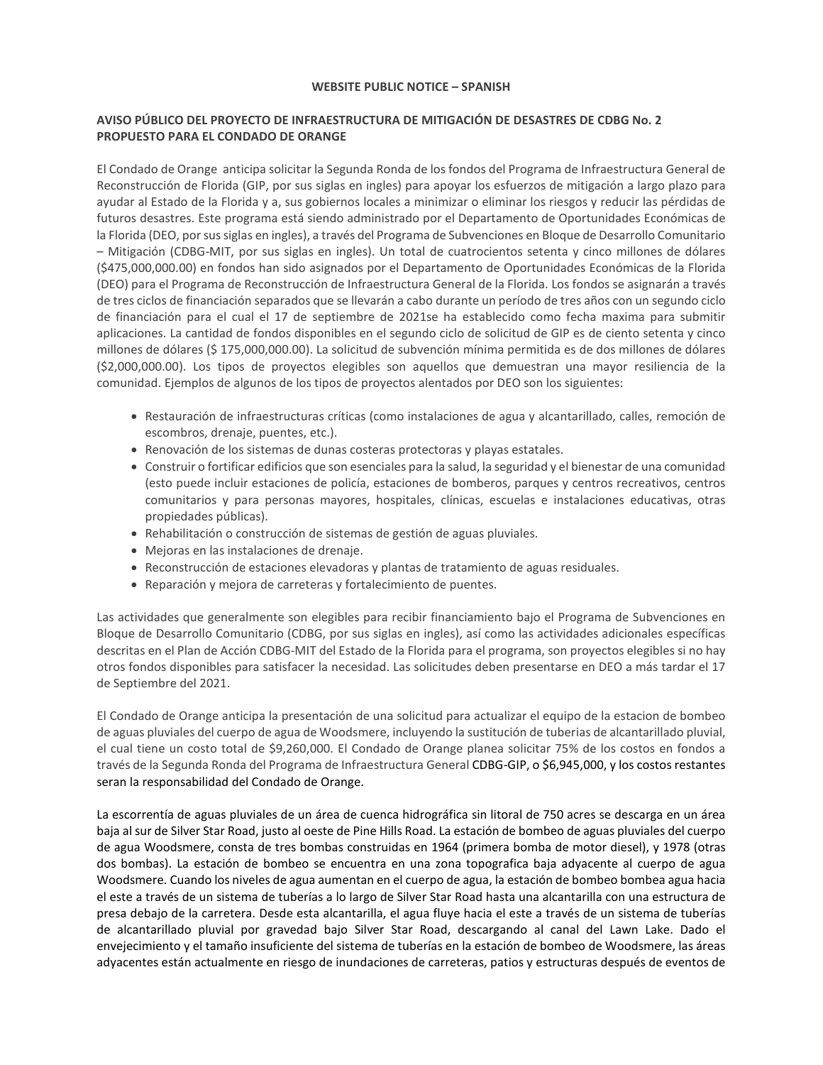**WEBSITE PUBLIC NOTICE – SPANISH**

**AVISO PÚBLICO DEL PROYECTO DE INFRAESTRUCTURA DE MITIGACIÓN DE DESASTRES DE CDBG No. 2 PROPUESTO PARA EL CONDADO DE ORANGE**

El Condado de Orange anticipa solicitar la Segunda Ronda de los fondos del Programa de Infraestructura General de Reconstrucción de Florida (GIP, por sus siglas en ingles) para apoyar los esfuerzos de mitigación a largo plazo para ayudar al Estado de la Florida y a, sus gobiernos locales a minimizar o eliminar los riesgos y reducir las pérdidas de futuros desastres. Este programa está siendo administrado por el Departamento de Oportunidades Económicas de la Florida (DEO, por sus siglas en ingles), a través del Programa de Subvenciones en Bloque de Desarrollo Comunitario – Mitigación (CDBG-MIT, por sus siglas en ingles). Un total de cuatrocientos setenta y cinco millones de dólares ($475,000,000.00) en fondos han sido asignados por el Departamento de Oportunidades Económicas de la Florida (DEO) para el Programa de Reconstrucción de Infraestructura General de la Florida. Los fondos se asignarán a través de tres ciclos de financiación separados que se llevarán a cabo durante un período de tres años con un segundo ciclo de financiación para el cual el 17 de septiembre de 2021se ha establecido como fecha maxima para submitir aplicaciones. La cantidad de fondos disponibles en el segundo ciclo de solicitud de GIP es de ciento setenta y cinco millones de dólares ($ 175,000,000.00). La solicitud de subvención mínima permitida es de dos millones de dólares ($2,000,000.00). Los tipos de proyectos elegibles son aquellos que demuestran una mayor resiliencia de la comunidad. Ejemplos de algunos de los tipos de proyectos alentados por DEO son los siguientes:

- Restauración de infraestructuras críticas (como instalaciones de agua y alcantarillado, calles, remoción de escombros, drenaje, puentes, etc.).
- Renovación de los sistemas de dunas costeras protectoras y playas estatales.
- Construir o fortificar edificios que son esenciales para la salud, la seguridad y el bienestar de una comunidad (esto puede incluir estaciones de policía, estaciones de bomberos, parques y centros recreativos, centros comunitarios y para personas mayores, hospitales, clínicas, escuelas e instalaciones educativas, otras propiedades públicas).
- Rehabilitación o construcción de sistemas de gestión de aguas pluviales.
- Mejoras en las instalaciones de drenaje.
- Reconstrucción de estaciones elevadoras y plantas de tratamiento de aguas residuales.
- Reparación y mejora de carreteras y fortalecimiento de puentes.

Las actividades que generalmente son elegibles para recibir financiamiento bajo el Programa de Subvenciones en Bloque de Desarrollo Comunitario (CDBG, por sus siglas en ingles), así como las actividades adicionales específicas descritas en el Plan de Acción CDBG-MIT del Estado de la Florida para el programa, son proyectos elegibles si no hay otros fondos disponibles para satisfacer la necesidad. Las solicitudes deben presentarse en DEO a más tardar el 17 de Septiembre del 2021.

El Condado de Orange anticipa la presentación de una solicitud para actualizar el equipo de la estacion de bombeo de aguas pluviales del cuerpo de agua de Woodsmere, incluyendo la sustitución de tuberias de alcantarillado pluvial, el cual tiene un costo total de $9,260,000. El Condado de Orange planea solicitar 75% de los costos en fondos a través de la Segunda Ronda del Programa de Infraestructura General CDBG-GIP, o $6,945,000, y los costos restantes seran la responsabilidad del Condado de Orange.

La escorrentía de aguas pluviales de un área de cuenca hidrográfica sin litoral de 750 acres se descarga en un área baja al sur de Silver Star Road, justo al oeste de Pine Hills Road. La estación de bombeo de aguas pluviales del cuerpo de agua Woodsmere, consta de tres bombas construidas en 1964 (primera bomba de motor diesel), y 1978 (otras dos bombas). La estación de bombeo se encuentra en una zona topografica baja adyacente al cuerpo de agua Woodsmere. Cuando los niveles de agua aumentan en el cuerpo de agua, la estación de bombeo bombea agua hacia el este a través de un sistema de tuberías a lo largo de Silver Star Road hasta una alcantarilla con una estructura de presa debajo de la carretera. Desde esta alcantarilla, el agua fluye hacia el este a través de un sistema de tuberías de alcantarillado pluvial por gravedad bajo Silver Star Road, descargando al canal del Lawn Lake. Dado el envejecimiento y el tamaño insuficiente del sistema de tuberías en la estación de bombeo de Woodsmere, las áreas adyacentes están actualmente en riesgo de inundaciones de carreteras, patios y estructuras después de eventos de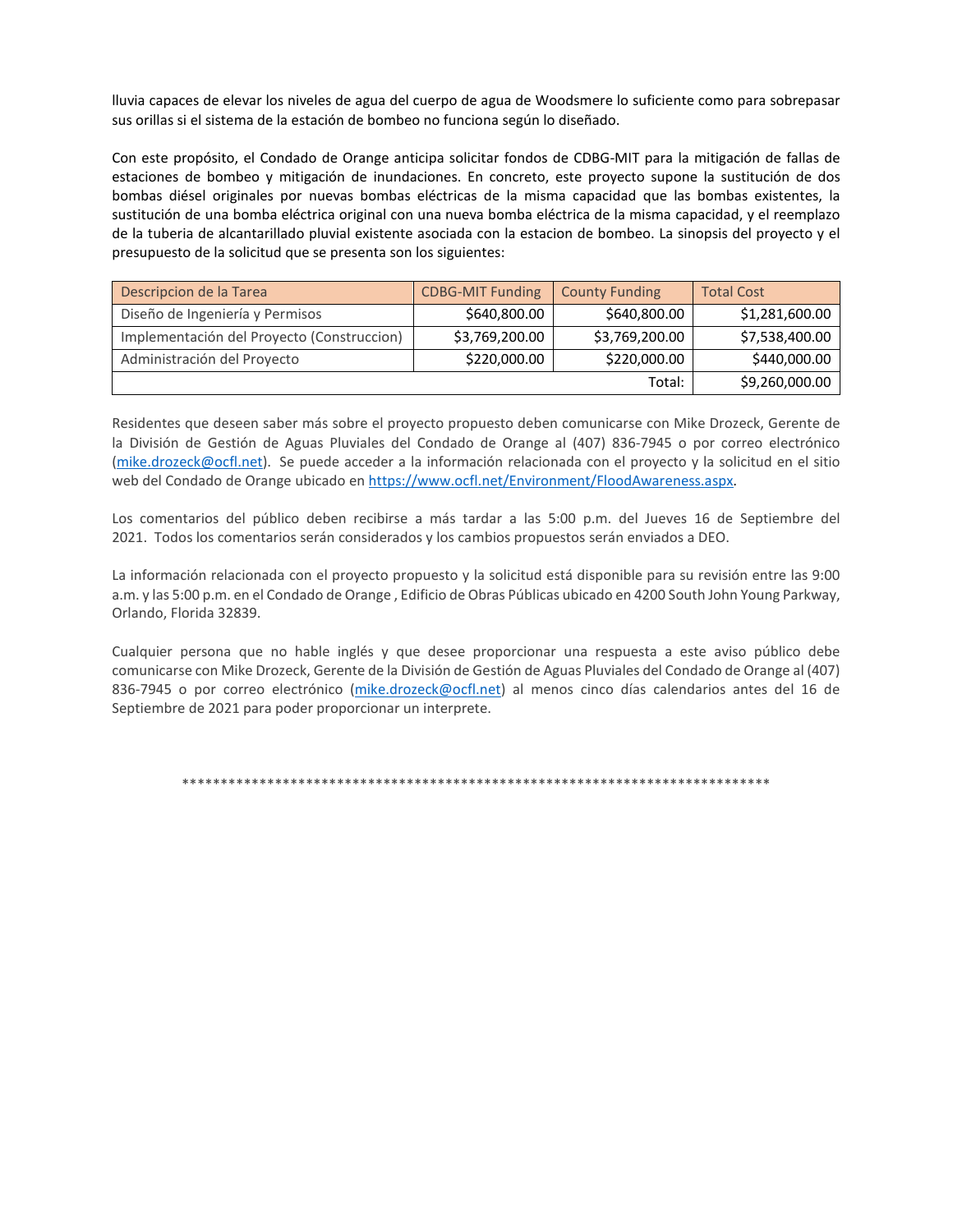lluvia capaces de elevar los niveles de agua del cuerpo de agua de Woodsmere lo suficiente como para sobrepasar sus orillas si el sistema de la estación de bombeo no funciona según lo diseñado.

Con este propósito, el Condado de Orange anticipa solicitar fondos de CDBG-MIT para la mitigación de fallas de estaciones de bombeo y mitigación de inundaciones. En concreto, este proyecto supone la sustitución de dos bombas diésel originales por nuevas bombas eléctricas de la misma capacidad que las bombas existentes, la sustitución de una bomba eléctrica original con una nueva bomba eléctrica de la misma capacidad, y el reemplazo de la tuberia de alcantarillado pluvial existente asociada con la estacion de bombeo. La sinopsis del proyecto y el presupuesto de la solicitud que se presenta son los siguientes:

| Descripcion de la Tarea | CDBG-MIT Funding | County Funding | Total Cost |
|---|---|---|---|
| Diseño de Ingeniería y Permisos | $640,800.00 | $640,800.00 | $1,281,600.00 |
| Implementación del Proyecto (Construccion) | $3,769,200.00 | $3,769,200.00 | $7,538,400.00 |
| Administración del Proyecto | $220,000.00 | $220,000.00 | $440,000.00 |
| | | Total: | $9,260,000.00 |

Residentes que deseen saber más sobre el proyecto propuesto deben comunicarse con Mike Drozeck, Gerente de la División de Gestión de Aguas Pluviales del Condado de Orange al (407) 836-7945 o por correo electrónico (mike.drozeck@ocfl.net). Se puede acceder a la información relacionada con el proyecto y la solicitud en el sitio web del Condado de Orange ubicado en https://www.ocfl.net/Environment/FloodAwareness.aspx.

Los comentarios del público deben recibirse a más tardar a las 5:00 p.m. del Jueves 16 de Septiembre del 2021. Todos los comentarios serán considerados y los cambios propuestos serán enviados a DEO.

La información relacionada con el proyecto propuesto y la solicitud está disponible para su revisión entre las 9:00 a.m. y las 5:00 p.m. en el Condado de Orange , Edificio de Obras Públicas ubicado en 4200 South John Young Parkway, Orlando, Florida 32839.

Cualquier persona que no hable inglés y que desee proporcionar una respuesta a este aviso público debe comunicarse con Mike Drozeck, Gerente de la División de Gestión de Aguas Pluviales del Condado de Orange al (407) 836-7945 o por correo electrónico (mike.drozeck@ocfl.net) al menos cinco días calendarios antes del 16 de Septiembre de 2021 para poder proporcionar un interprete.

*******************************************************************************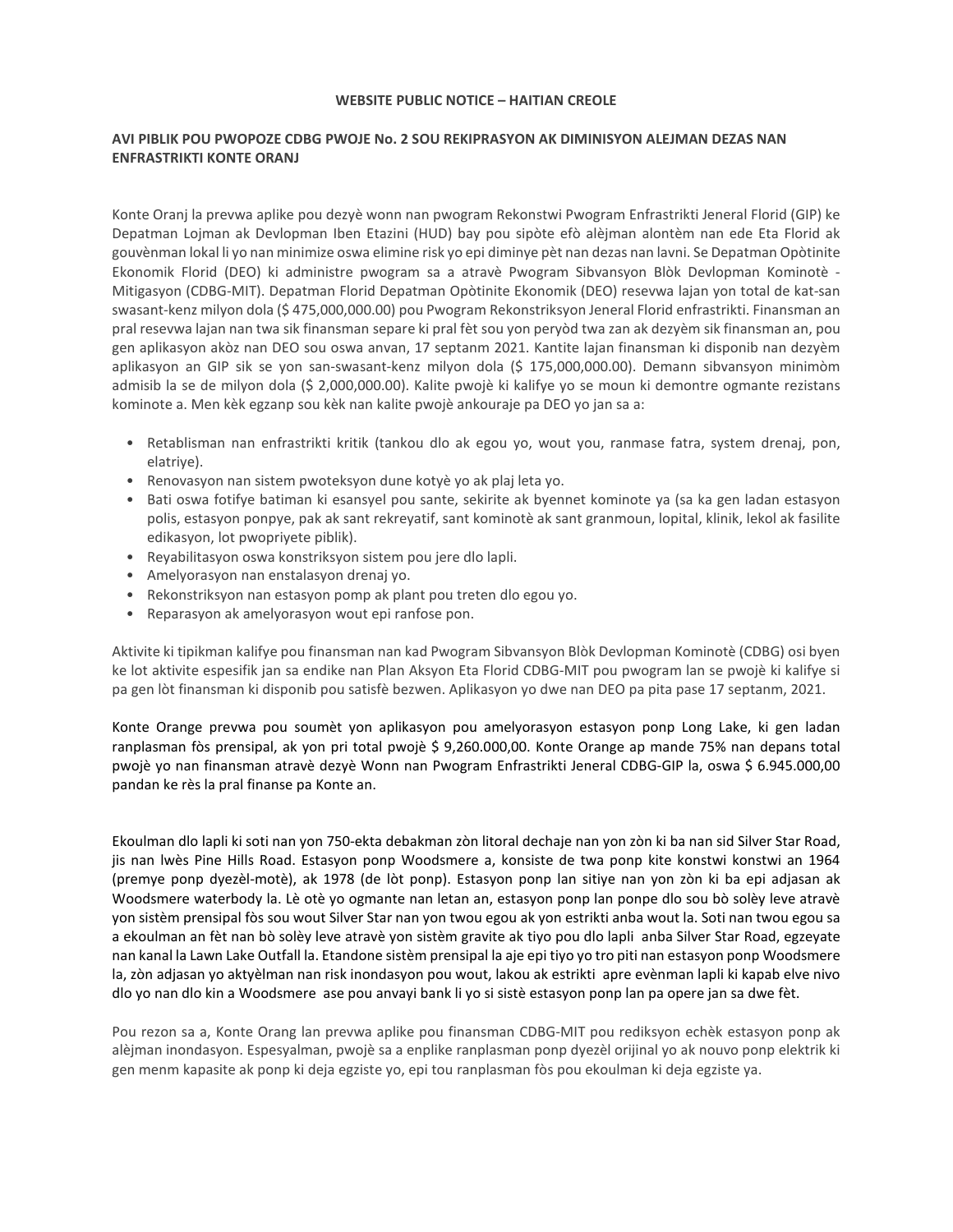**WEBSITE PUBLIC NOTICE – HAITIAN CREOLE**

**AVI PIBLIK POU PWOPOZE CDBG PWOJE No. 2 SOU REKIPRASYON AK DIMINISYON ALEJMAN DEZAS NAN ENFRASTRIKTI KONTE ORANJ**

Konte Oranj la prevwa aplike pou dezyè wonn nan pwogram Rekonstwi Pwogram Enfrastrikti Jeneral Florid (GIP) ke Depatman Lojman ak Devlopman Iben Etazini (HUD) bay pou sipòte efò alèjman alontèm nan ede Eta Florid ak gouvènman lokal li yo nan minimize oswa elimine risk yo epi diminye pèt nan dezas nan lavni. Se Depatman Opòtinite Ekonomik Florid (DEO) ki administre pwogram sa a atravè Pwogram Sibvansyon Blòk Devlopman Kominotè - Mitigasyon (CDBG-MIT). Depatman Florid Depatman Opòtinite Ekonomik (DEO) resevwa lajan yon total de kat-san swasant-kenz milyon dola ($ 475,000,000.00) pou Pwogram Rekonstriksyon Jeneral Florid enfrastrikti. Finansman an pral resevwa lajan nan twa sik finansman separe ki pral fèt sou yon peryòd twa zan ak dezyèm sik finansman an, pou gen aplikasyon akòz nan DEO sou oswa anvan, 17 septanm 2021. Kantite lajan finansman ki disponib nan dezyèm aplikasyon an GIP sik se yon san-swasant-kenz milyon dola ($ 175,000,000.00). Demann sibvansyon minimòm admisib la se de milyon dola ($ 2,000,000.00). Kalite pwojè ki kalifye yo se moun ki demontre ogmante rezistans kominote a. Men kèk egzanp sou kèk nan kalite pwojè ankouraje pa DEO yo jan sa a:

- Retablisman nan enfrastrikti kritik (tankou dlo ak egou yo, wout you, ranmase fatra, system drenaj, pon, elatriye).
- Renovasyon nan sistem pwoteksyon dune kotyè yo ak plaj leta yo.
- Bati oswa fotifye batiman ki esansyel pou sante, sekirite ak byennet kominote ya (sa ka gen ladan estasyon polis, estasyon ponpye, pak ak sant rekreyatif, sant kominotè ak sant granmoun, lopital, klinik, lekol ak fasilite edikasyon, lot pwopriyete piblik).
- Reyabilitasyon oswa konstriksyon sistem pou jere dlo lapli.
- Amelyorasyon nan enstalasyon drenaj yo.
- Rekonstriksyon nan estasyon pomp ak plant pou treten dlo egou yo.
- Reparasyon ak amelyorasyon wout epi ranfose pon.

Aktivite ki tipikman kalifye pou finansman nan kad Pwogram Sibvansyon Blòk Devlopman Kominotè (CDBG) osi byen ke lot aktivite espesifik jan sa endike nan Plan Aksyon Eta Florid CDBG-MIT pou pwogram lan se pwojè ki kalifye si pa gen lòt finansman ki disponib pou satisfè bezwen. Aplikasyon yo dwe nan DEO pa pita pase 17 septanm, 2021.

Konte Orange prevwa pou soumèt yon aplikasyon pou amelyorasyon estasyon ponp Long Lake, ki gen ladan ranplasman fòs prensipal, ak yon pri total pwojè $ 9,260.000,00. Konte Orange ap mande 75% nan depans total pwojè yo nan finansman atravè dezyè Wonn nan Pwogram Enfrastrikti Jeneral CDBG-GIP la, oswa $ 6.945.000,00 pandan ke rès la pral finanse pa Konte an.

Ekoulman dlo lapli ki soti nan yon 750-ekta debakman zòn litoral dechaje nan yon zòn ki ba nan sid Silver Star Road, jis nan lwès Pine Hills Road. Estasyon ponp Woodsmere a, konsiste de twa ponp kite konstwi konstwi an 1964 (premye ponp dyezèl-motè), ak 1978 (de lòt ponp). Estasyon ponp lan sitiye nan yon zòn ki ba epi adjasan ak Woodsmere waterbody la. Lè otè yo ogmante nan letan an, estasyon ponp lan ponpe dlo sou bò solèy leve atravè yon sistèm prensipal fòs sou wout Silver Star nan yon twou egou ak yon estrikti anba wout la. Soti nan twou egou sa a ekoulman an fèt nan bò solèy leve atravè yon sistèm gravite ak tiyo pou dlo lapli anba Silver Star Road, egzeyate nan kanal la Lawn Lake Outfall la. Etandone sistèm prensipal la aje epi tiyo yo tro piti nan estasyon ponp Woodsmere la, zòn adjasan yo aktyèlman nan risk inondasyon pou wout, lakou ak estrikti apre evènman lapli ki kapab elve nivo dlo yo nan dlo kin a Woodsmere ase pou anvayi bank li yo si sistè estasyon ponp lan pa opere jan sa dwe fèt.

Pou rezon sa a, Konte Orang lan prevwa aplike pou finansman CDBG-MIT pou rediksyon echèk estasyon ponp ak alèjman inondasyon. Espesyalman, pwojè sa a enplike ranplasman ponp dyezèl orijinal yo ak nouvo ponp elektrik ki gen menm kapasite ak ponp ki deja egziste yo, epi tou ranplasman fòs pou ekoulman ki deja egziste ya.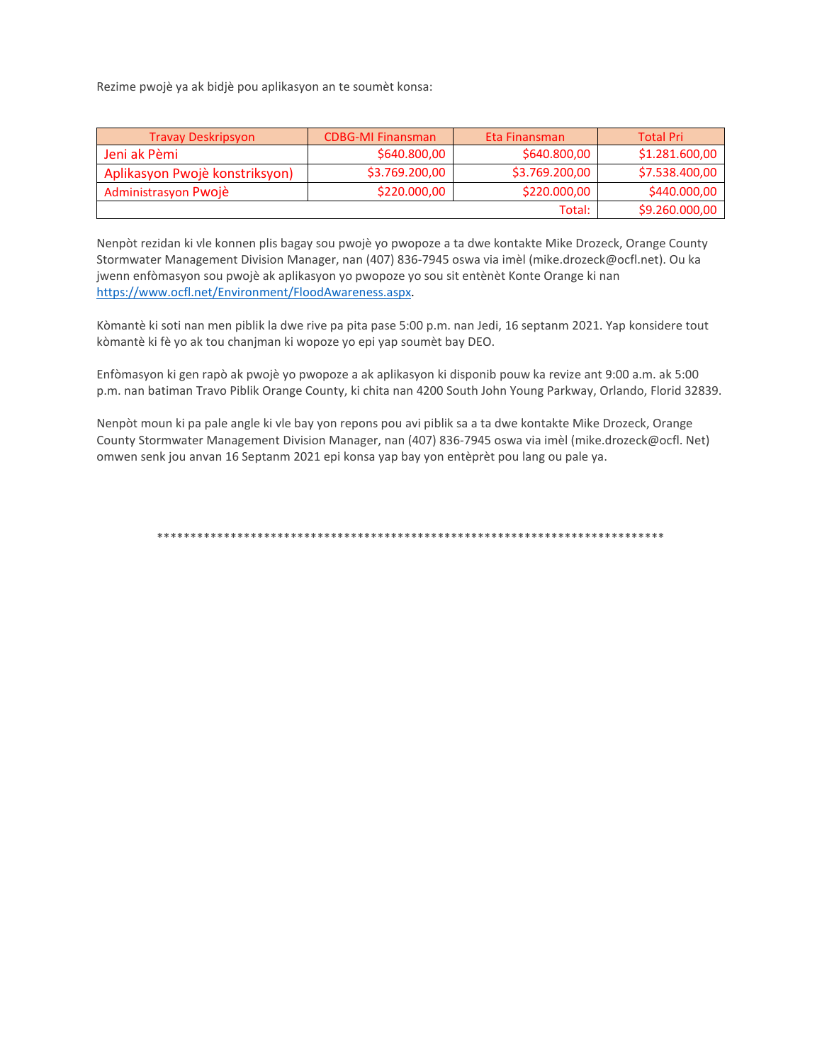Rezime pwojè ya ak bidjè pou aplikasyon an te soumèt konsa:

| Travay Deskripsyon | CDBG-MI Finansman | Eta Finansman | Total Pri |
|---|---|---|---|
| Jeni ak Pèmi | $640.800,00 | $640.800,00 | $1.281.600,00 |
| Aplikasyon Pwojè konstriksyon) | $3.769.200,00 | $3.769.200,00 | $7.538.400,00 |
| Administrasyon Pwojè | $220.000,00 | $220.000,00 | $440.000,00 |
| | | Total: | $9.260.000,00 |

Nenpòt rezidan ki vle konnen plis bagay sou pwojè yo pwopoze a ta dwe kontakte Mike Drozeck, Orange County Stormwater Management Division Manager, nan (407) 836-7945 oswa via imèl (mike.drozeck@ocfl.net). Ou ka jwenn enfòmasyon sou pwojè ak aplikasyon yo pwopoze yo sou sit entènèt Konte Orange ki nan https://www.ocfl.net/Environment/FloodAwareness.aspx.

Kòmantè ki soti nan men piblik la dwe rive pa pita pase 5:00 p.m. nan Jedi, 16 septanm 2021. Yap konsidere tout kòmantè ki fè yo ak tou chanjman ki wopoze yo epi yap soumèt bay DEO.

Enfòmasyon ki gen rapò ak pwojè yo pwopoze a ak aplikasyon ki disponib pouw ka revize ant 9:00 a.m. ak 5:00 p.m. nan batiman Travo Piblik Orange County, ki chita nan 4200 South John Young Parkway, Orlando, Florid 32839.

Nenpòt moun ki pa pale angle ki vle bay yon repons pou avi piblik sa a ta dwe kontakte Mike Drozeck, Orange County Stormwater Management Division Manager, nan (407) 836-7945 oswa via imèl (mike.drozeck@ocfl. Net) omwen senk jou anvan 16 Septanm 2021 epi konsa yap bay yon entèprèt pou lang ou pale ya.

*****************************************************************************